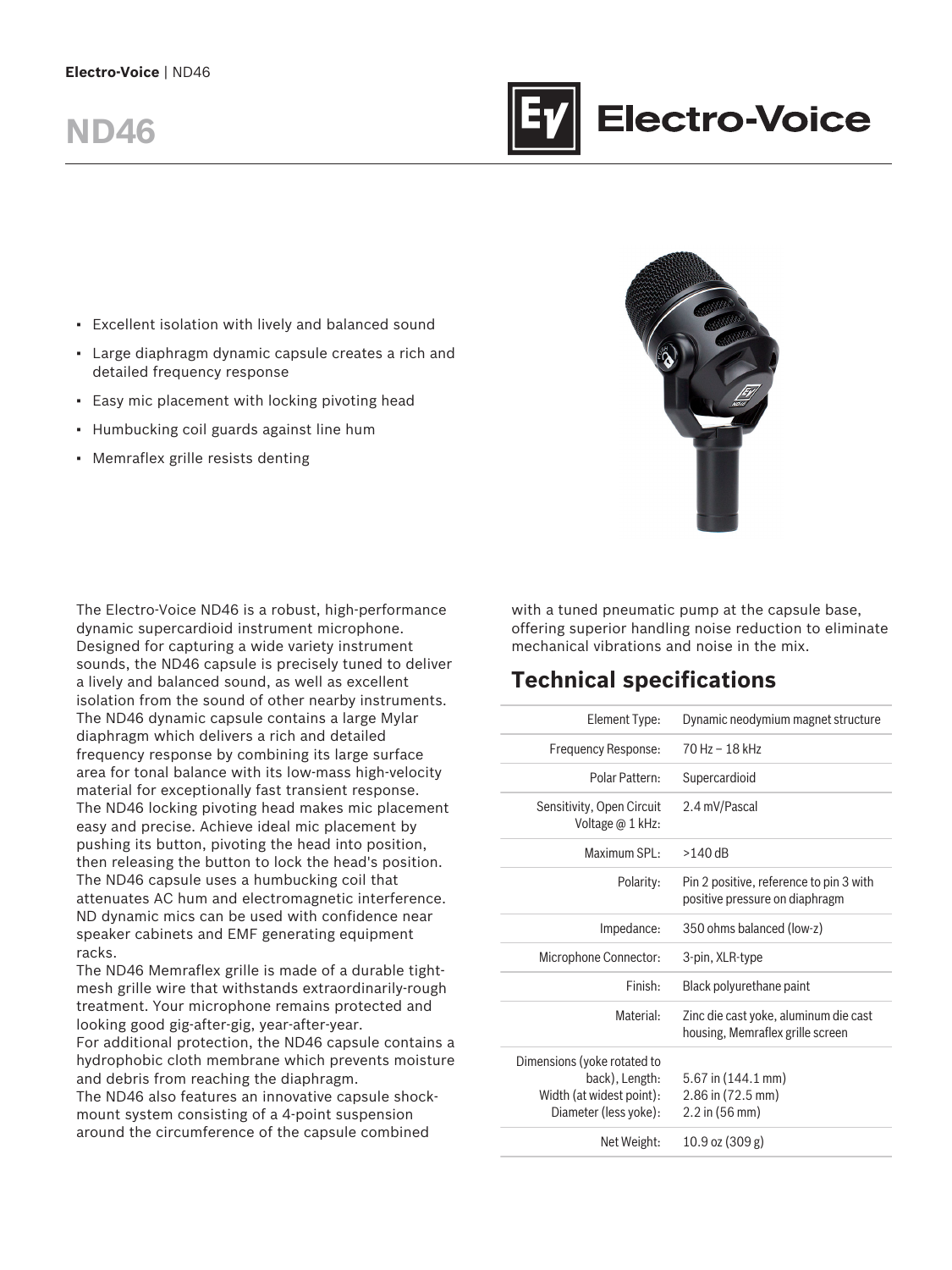# ND46

- Excellent isolation with lively and balanced sound
- Large diaphragm dynamic capsule creates a rich and detailed frequency response
- Easy mic placement with locking pivoting head
- Humbucking coil guards against line hum
- Memraflex grille resists denting

The Electro-Voice ND46 is a robust, high-performance dynamic supercardioid instrument microphone. Designed for capturing a wide variety instrument sounds, the ND46 capsule is precisely tuned to deliver a lively and balanced sound, as well as excellent isolation from the sound of other nearby instruments.
The ND46 dynamic capsule contains a large Mylar diaphragm which delivers a rich and detailed frequency response by combining its large surface area for tonal balance with its low-mass high-velocity material for exceptionally fast transient response.
The ND46 locking pivoting head makes mic placement easy and precise. Achieve ideal mic placement by pushing its button, pivoting the head into position, then releasing the button to lock the head's position.
The ND46 capsule uses a humbucking coil that attenuates AC hum and electromagnetic interference. ND dynamic mics can be used with confidence near speaker cabinets and EMF generating equipment racks.
The ND46 Memraflex grille is made of a durable tight-mesh grille wire that withstands extraordinarily-rough treatment. Your microphone remains protected and looking good gig-after-gig, year-after-year.
For additional protection, the ND46 capsule contains a hydrophobic cloth membrane which prevents moisture and debris from reaching the diaphragm.
The ND46 also features an innovative capsule shock-mount system consisting of a 4-point suspension around the circumference of the capsule combined with a tuned pneumatic pump at the capsule base, offering superior handling noise reduction to eliminate mechanical vibrations and noise in the mix.

## Technical specifications

| | |
|---|---|
| Element Type: | Dynamic neodymium magnet structure |
| Frequency Response: | 70 Hz – 18 kHz |
| Polar Pattern: | Supercardioid |
| Sensitivity, Open Circuit Voltage @ 1 kHz: | 2.4 mV/Pascal |
| Maximum SPL: | >140 dB |
| Polarity: | Pin 2 positive, reference to pin 3 with positive pressure on diaphragm |
| Impedance: | 350 ohms balanced (low-z) |
| Microphone Connector: | 3-pin, XLR-type |
| Finish: | Black polyurethane paint |
| Material: | Zinc die cast yoke, aluminum die cast housing, Memraflex grille screen |
| Dimensions (yoke rotated to back), Length: Width (at widest point): Diameter (less yoke): | 5.67 in (144.1 mm) 2.86 in (72.5 mm) 2.2 in (56 mm) |
| Net Weight: | 10.9 oz (309 g) |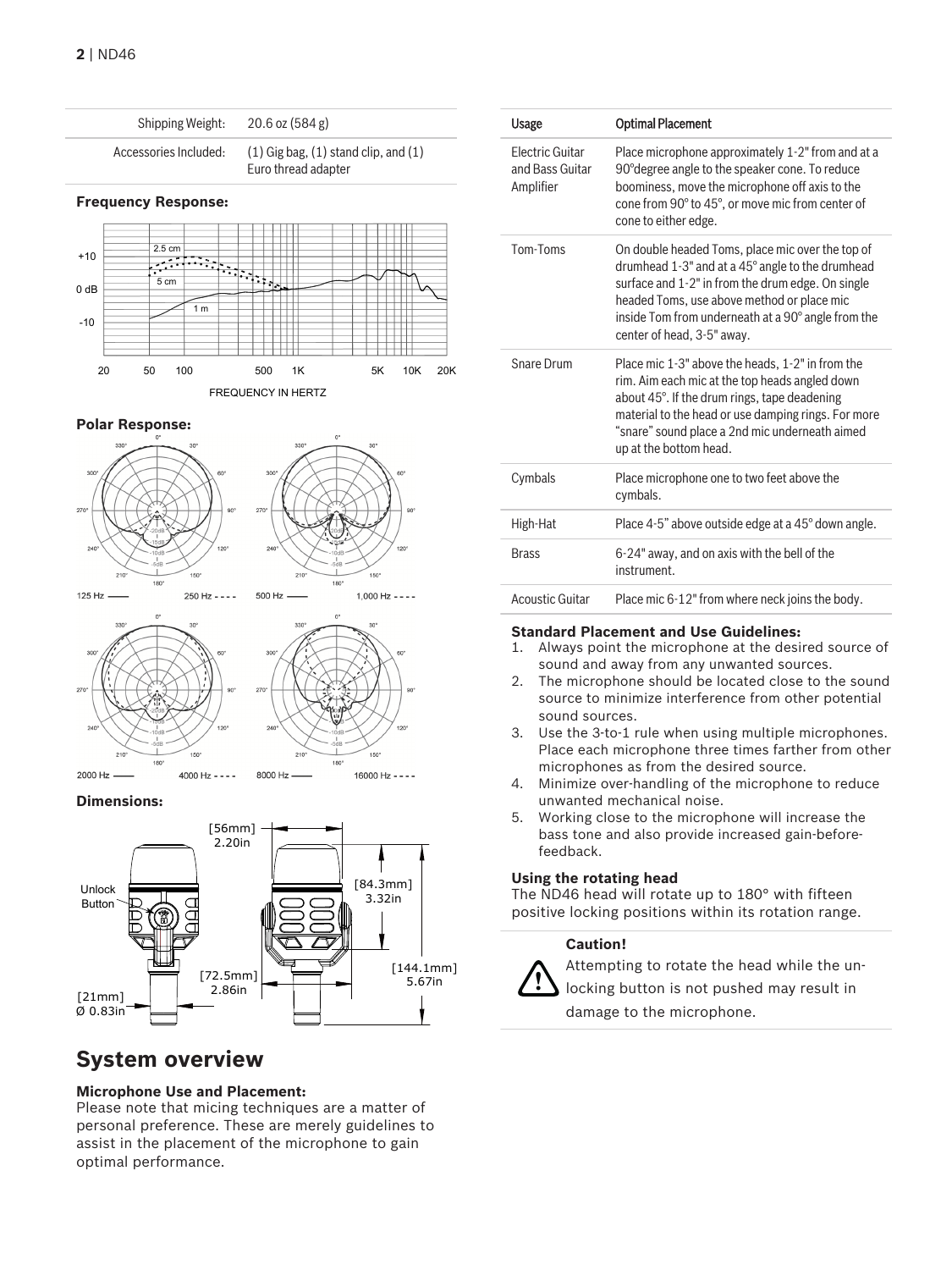| Shipping Weight: | 20.6 oz (584 g) |
| --- | --- |
| Accessories Included: | (1) Gig bag, (1) stand clip, and (1) Euro thread adapter |

**Frequency Response:**

**Polar Response:**

**Dimensions:**

## System overview

**Microphone Use and Placement:**

Please note that micing techniques are a matter of personal preference. These are merely guidelines to assist in the placement of the microphone to gain optimal performance.

| Usage | Optimal Placement |
| --- | --- |
| Electric Guitar and Bass Guitar Amplifier | Place microphone approximately 1-2" from and at a 90°degree angle to the speaker cone. To reduce boominess, move the microphone off axis to the cone from 90° to 45°, or move mic from center of cone to either edge. |
| Tom-Toms | On double headed Toms, place mic over the top of drumhead 1-3" and at a 45° angle to the drumhead surface and 1-2" in from the drum edge. On single headed Toms, use above method or place mic inside Tom from underneath at a 90° angle from the center of head, 3-5" away. |
| Snare Drum | Place mic 1-3" above the heads, 1-2" in from the rim. Aim each mic at the top heads angled down about 45°. If the drum rings, tape deadening material to the head or use damping rings. For more "snare" sound place a 2nd mic underneath aimed up at the bottom head. |
| Cymbals | Place microphone one to two feet above the cymbals. |
| High-Hat | Place 4-5" above outside edge at a 45° down angle. |
| Brass | 6-24" away, and on axis with the bell of the instrument. |
| Acoustic Guitar | Place mic 6-12" from where neck joins the body. |

**Standard Placement and Use Guidelines:**

1. Always point the microphone at the desired source of sound and away from any unwanted sources.
2. The microphone should be located close to the sound source to minimize interference from other potential sound sources.
3. Use the 3-to-1 rule when using multiple microphones. Place each microphone three times farther from other microphones as from the desired source.
4. Minimize over-handling of the microphone to reduce unwanted mechanical noise.
5. Working close to the microphone will increase the bass tone and also provide increased gain-before-feedback.

**Using the rotating head**

The ND46 head will rotate up to 180° with fifteen positive locking positions within its rotation range.

**Caution!**

Attempting to rotate the head while the unlocking button is not pushed may result in damage to the microphone.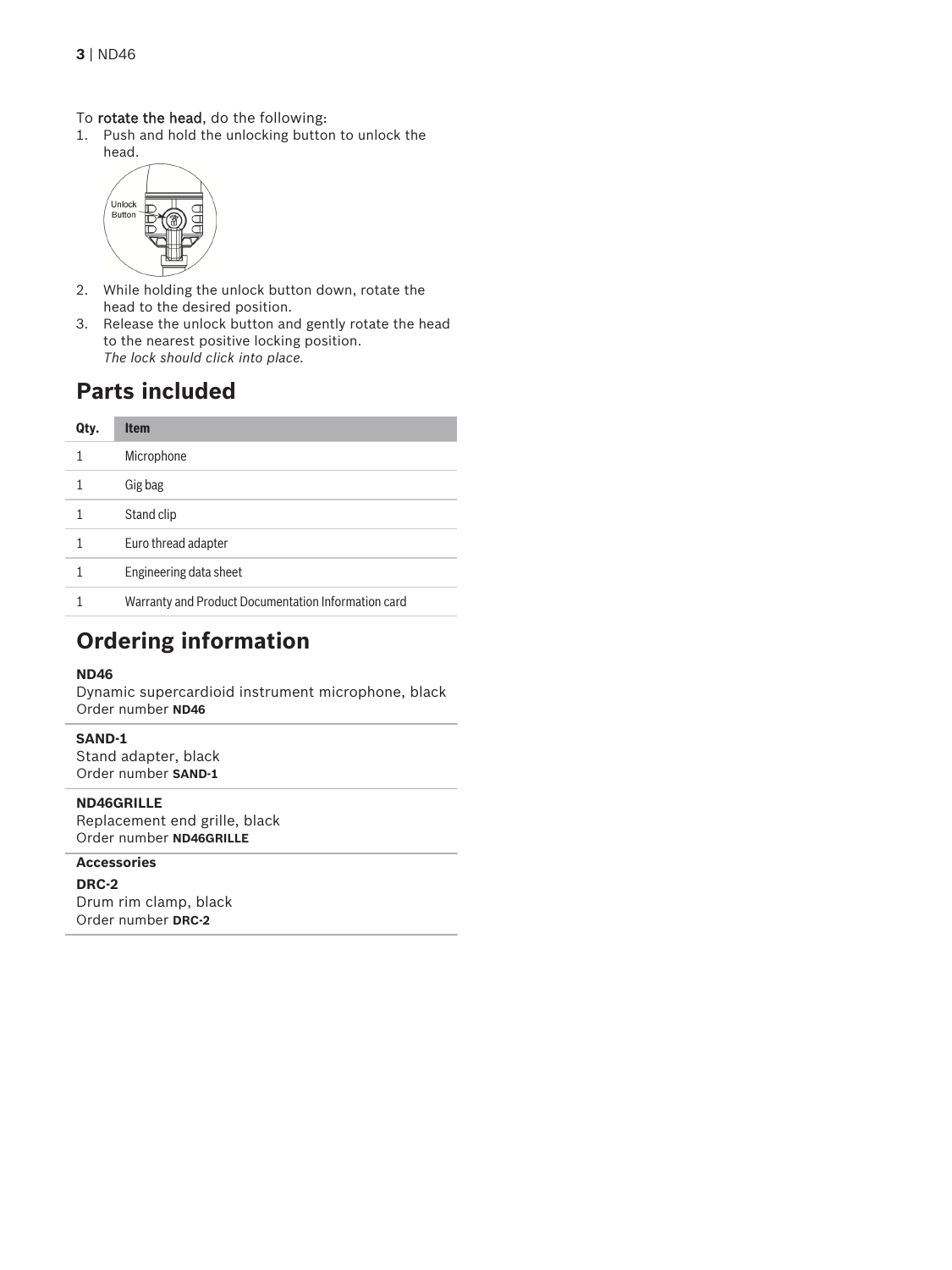To **rotate the head**, do the following:

1. Push and hold the unlocking button to unlock the head.
2. While holding the unlock button down, rotate the head to the desired position.
3. Release the unlock button and gently rotate the head to the nearest positive locking position.
   *The lock should click into place.*

## Parts included

| Qty. | Item |
| --- | --- |
| 1 | Microphone |
| 1 | Gig bag |
| 1 | Stand clip |
| 1 | Euro thread adapter |
| 1 | Engineering data sheet |
| 1 | Warranty and Product Documentation Information card |

## Ordering information

**ND46**
Dynamic supercardioid instrument microphone, black
Order number **ND46**

**SAND-1**
Stand adapter, black
Order number **SAND-1**

**ND46GRILLE**
Replacement end grille, black
Order number **ND46GRILLE**

**Accessories**

**DRC-2**
Drum rim clamp, black
Order number **DRC-2**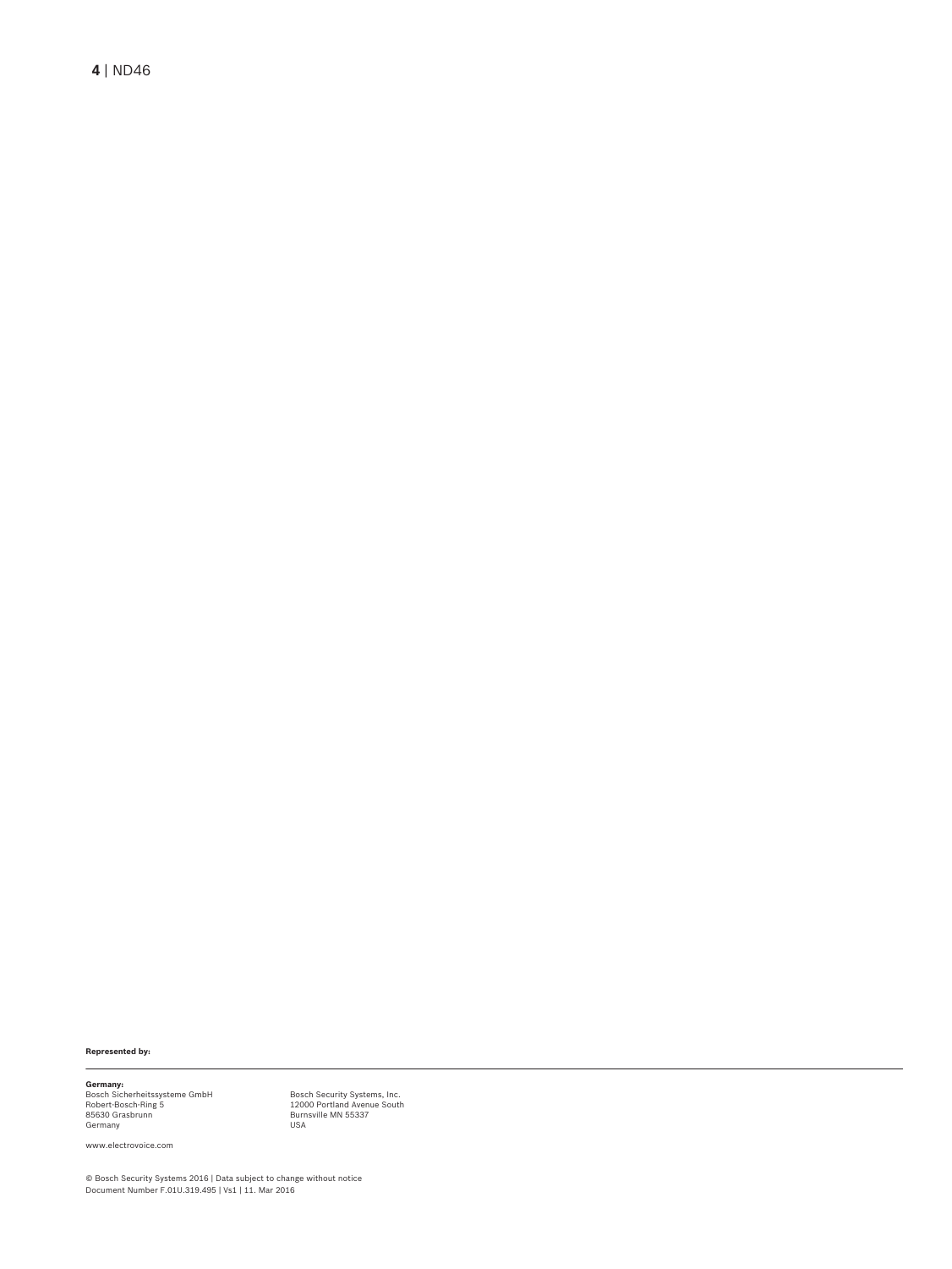**Represented by:**

---

**Germany:**
Bosch Sicherheitssysteme GmbH
Robert-Bosch-Ring 5
85630 Grasbrunn
Germany

Bosch Security Systems, Inc.
12000 Portland Avenue South
Burnsville MN 55337
USA

www.electrovoice.com

© Bosch Security Systems 2016 | Data subject to change without notice
Document Number F.01U.319.495 | Vs1 | 11. Mar 2016